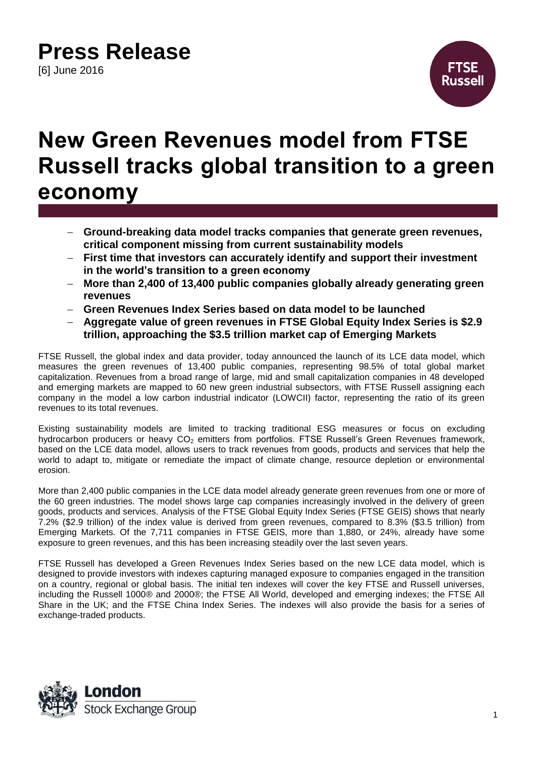# Press Release

[6] June 2016

# New Green Revenues model from FTSE Russell tracks global transition to a green economy

- **Ground-breaking data model tracks companies that generate green revenues, critical component missing from current sustainability models**
- **First time that investors can accurately identify and support their investment in the world's transition to a green economy**
- **More than 2,400 of 13,400 public companies globally already generating green revenues**
- **Green Revenues Index Series based on data model to be launched**
- **Aggregate value of green revenues in FTSE Global Equity Index Series is $2.9 trillion, approaching the $3.5 trillion market cap of Emerging Markets**

FTSE Russell, the global index and data provider, today announced the launch of its LCE data model, which measures the green revenues of 13,400 public companies, representing 98.5% of total global market capitalization. Revenues from a broad range of large, mid and small capitalization companies in 48 developed and emerging markets are mapped to 60 new green industrial subsectors, with FTSE Russell assigning each company in the model a low carbon industrial indicator (LOWCII) factor, representing the ratio of its green revenues to its total revenues.

Existing sustainability models are limited to tracking traditional ESG measures or focus on excluding hydrocarbon producers or heavy $CO_2$ emitters from portfolios. FTSE Russell's Green Revenues framework, based on the LCE data model, allows users to track revenues from goods, products and services that help the world to adapt to, mitigate or remediate the impact of climate change, resource depletion or environmental erosion.

More than 2,400 public companies in the LCE data model already generate green revenues from one or more of the 60 green industries. The model shows large cap companies increasingly involved in the delivery of green goods, products and services. Analysis of the FTSE Global Equity Index Series (FTSE GEIS) shows that nearly 7.2% ($2.9 trillion) of the index value is derived from green revenues, compared to 8.3% ($3.5 trillion) from Emerging Markets. Of the 7,711 companies in FTSE GEIS, more than 1,880, or 24%, already have some exposure to green revenues, and this has been increasing steadily over the last seven years.

FTSE Russell has developed a Green Revenues Index Series based on the new LCE data model, which is designed to provide investors with indexes capturing managed exposure to companies engaged in the transition on a country, regional or global basis. The initial ten indexes will cover the key FTSE and Russell universes, including the Russell 1000® and 2000®; the FTSE All World, developed and emerging indexes; the FTSE All Share in the UK; and the FTSE China Index Series. The indexes will also provide the basis for a series of exchange-traded products.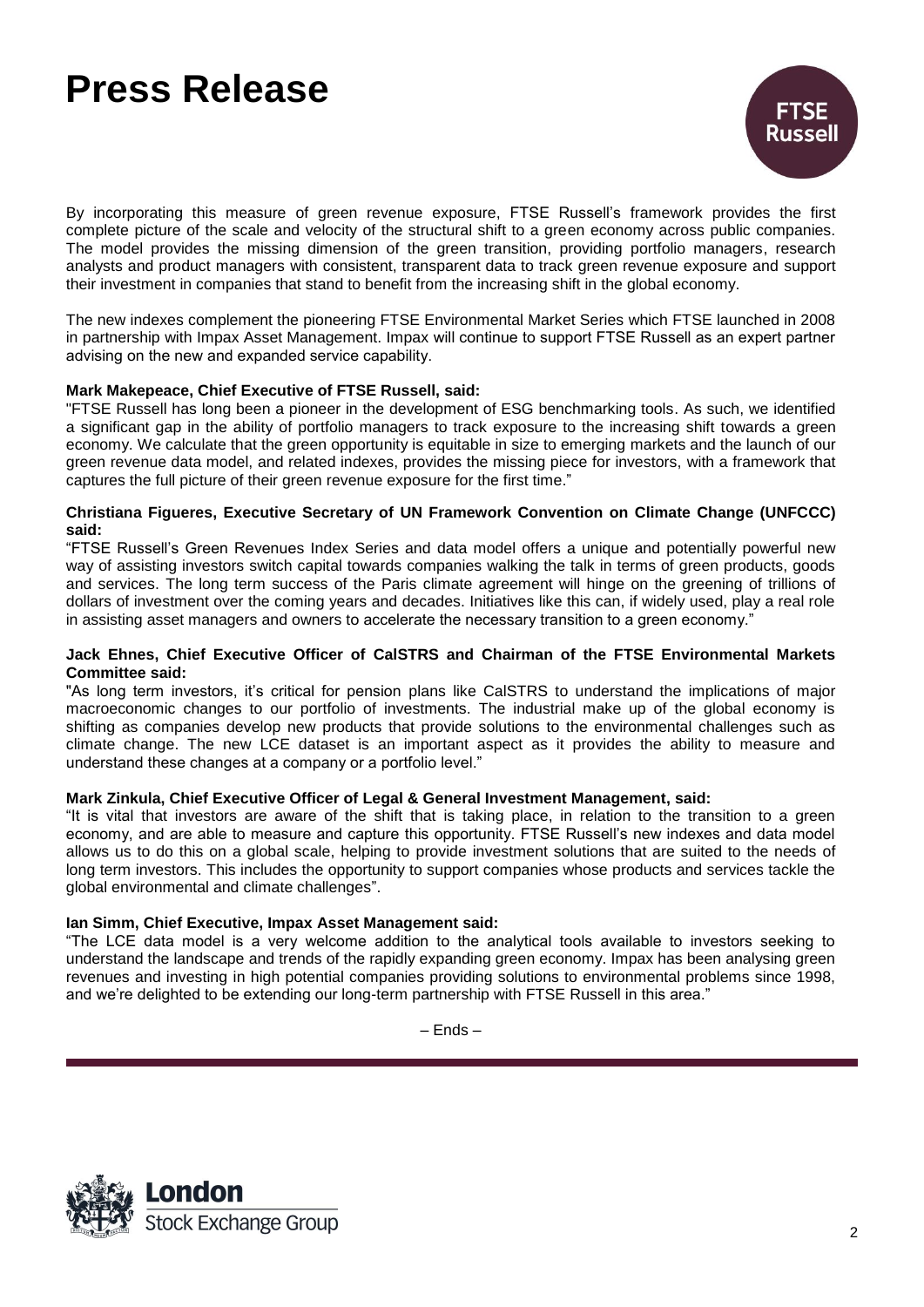By incorporating this measure of green revenue exposure, FTSE Russell's framework provides the first complete picture of the scale and velocity of the structural shift to a green economy across public companies. The model provides the missing dimension of the green transition, providing portfolio managers, research analysts and product managers with consistent, transparent data to track green revenue exposure and support their investment in companies that stand to benefit from the increasing shift in the global economy.

The new indexes complement the pioneering FTSE Environmental Market Series which FTSE launched in 2008 in partnership with Impax Asset Management. Impax will continue to support FTSE Russell as an expert partner advising on the new and expanded service capability.

**Mark Makepeace, Chief Executive of FTSE Russell, said:**
"FTSE Russell has long been a pioneer in the development of ESG benchmarking tools. As such, we identified a significant gap in the ability of portfolio managers to track exposure to the increasing shift towards a green economy. We calculate that the green opportunity is equitable in size to emerging markets and the launch of our green revenue data model, and related indexes, provides the missing piece for investors, with a framework that captures the full picture of their green revenue exposure for the first time."

**Christiana Figueres, Executive Secretary of UN Framework Convention on Climate Change (UNFCCC) said:**
"FTSE Russell's Green Revenues Index Series and data model offers a unique and potentially powerful new way of assisting investors switch capital towards companies walking the talk in terms of green products, goods and services. The long term success of the Paris climate agreement will hinge on the greening of trillions of dollars of investment over the coming years and decades. Initiatives like this can, if widely used, play a real role in assisting asset managers and owners to accelerate the necessary transition to a green economy."

**Jack Ehnes, Chief Executive Officer of CalSTRS and Chairman of the FTSE Environmental Markets Committee said:**
"As long term investors, it's critical for pension plans like CalSTRS to understand the implications of major macroeconomic changes to our portfolio of investments. The industrial make up of the global economy is shifting as companies develop new products that provide solutions to the environmental challenges such as climate change. The new LCE dataset is an important aspect as it provides the ability to measure and understand these changes at a company or a portfolio level."

**Mark Zinkula, Chief Executive Officer of Legal & General Investment Management, said:**
"It is vital that investors are aware of the shift that is taking place, in relation to the transition to a green economy, and are able to measure and capture this opportunity. FTSE Russell's new indexes and data model allows us to do this on a global scale, helping to provide investment solutions that are suited to the needs of long term investors. This includes the opportunity to support companies whose products and services tackle the global environmental and climate challenges".

**Ian Simm, Chief Executive, Impax Asset Management said:**
"The LCE data model is a very welcome addition to the analytical tools available to investors seeking to understand the landscape and trends of the rapidly expanding green economy. Impax has been analysing green revenues and investing in high potential companies providing solutions to environmental problems since 1998, and we're delighted to be extending our long-term partnership with FTSE Russell in this area."

– Ends –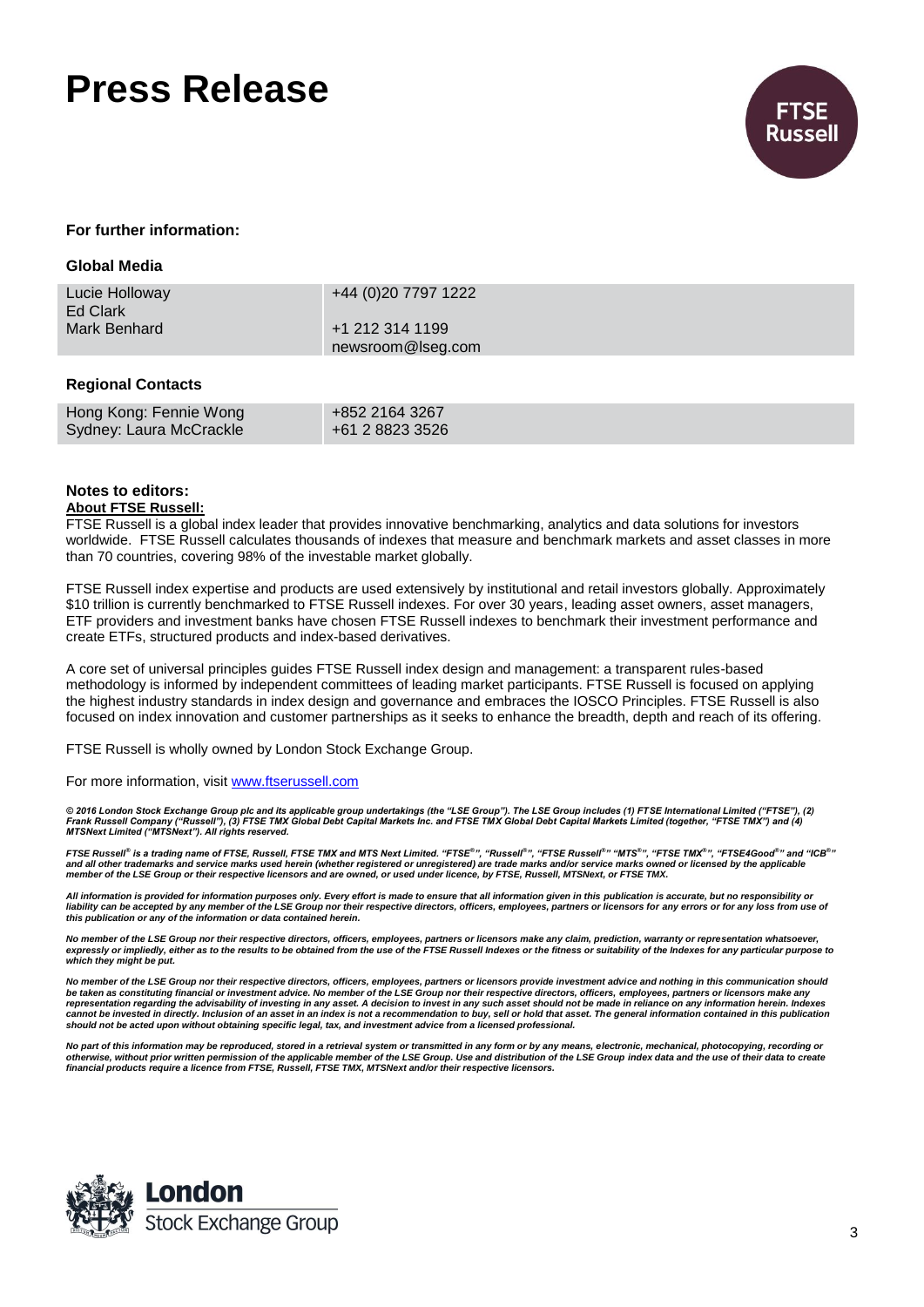# Press Release

**For further information:**

**Global Media**

| | |
|---|---|
| Lucie Holloway<br>Ed Clark<br>Mark Benhard | +44 (0)20 7797 1222<br><br>+1 212 314 1199<br>newsroom@lseg.com |

**Regional Contacts**

| | |
|---|---|
| Hong Kong: Fennie Wong<br>Sydney: Laura McCrackle | +852 2164 3267<br>+61 2 8823 3526 |

**Notes to editors:**

**About FTSE Russell:**

FTSE Russell is a global index leader that provides innovative benchmarking, analytics and data solutions for investors worldwide. FTSE Russell calculates thousands of indexes that measure and benchmark markets and asset classes in more than 70 countries, covering 98% of the investable market globally.

FTSE Russell index expertise and products are used extensively by institutional and retail investors globally. Approximately $10 trillion is currently benchmarked to FTSE Russell indexes. For over 30 years, leading asset owners, asset managers, ETF providers and investment banks have chosen FTSE Russell indexes to benchmark their investment performance and create ETFs, structured products and index-based derivatives.

A core set of universal principles guides FTSE Russell index design and management: a transparent rules-based methodology is informed by independent committees of leading market participants. FTSE Russell is focused on applying the highest industry standards in index design and governance and embraces the IOSCO Principles. FTSE Russell is also focused on index innovation and customer partnerships as it seeks to enhance the breadth, depth and reach of its offering.

FTSE Russell is wholly owned by London Stock Exchange Group.

For more information, visit [www.ftserussell.com](http://www.ftserussell.com)

***© 2016 London Stock Exchange Group plc and its applicable group undertakings (the "LSE Group"). The LSE Group includes (1) FTSE International Limited ("FTSE"), (2) Frank Russell Company ("Russell"), (3) FTSE TMX Global Debt Capital Markets Inc. and FTSE TMX Global Debt Capital Markets Limited (together, "FTSE TMX") and (4) MTSNext Limited ("MTSNext"). All rights reserved.***

***FTSE Russell® is a trading name of FTSE, Russell, FTSE TMX and MTS Next Limited. "FTSE®", "Russell®", "FTSE Russell®" "MTS®", "FTSE TMX®", "FTSE4Good®" and "ICB®" and all other trademarks and service marks used herein (whether registered or unregistered) are trade marks and/or service marks owned or licensed by the applicable member of the LSE Group or their respective licensors and are owned, or used under licence, by FTSE, Russell, MTSNext, or FTSE TMX.***

***All information is provided for information purposes only. Every effort is made to ensure that all information given in this publication is accurate, but no responsibility or liability can be accepted by any member of the LSE Group nor their respective directors, officers, employees, partners or licensors for any errors or for any loss from use of this publication or any of the information or data contained herein.***

***No member of the LSE Group nor their respective directors, officers, employees, partners or licensors make any claim, prediction, warranty or representation whatsoever, expressly or impliedly, either as to the results to be obtained from the use of the FTSE Russell Indexes or the fitness or suitability of the Indexes for any particular purpose to which they might be put.***

***No member of the LSE Group nor their respective directors, officers, employees, partners or licensors provide investment advice and nothing in this communication should be taken as constituting financial or investment advice. No member of the LSE Group nor their respective directors, officers, employees, partners or licensors make any representation regarding the advisability of investing in any asset. A decision to invest in any such asset should not be made in reliance on any information herein. Indexes cannot be invested in directly. Inclusion of an asset in an index is not a recommendation to buy, sell or hold that asset. The general information contained in this publication should not be acted upon without obtaining specific legal, tax, and investment advice from a licensed professional.***

***No part of this information may be reproduced, stored in a retrieval system or transmitted in any form or by any means, electronic, mechanical, photocopying, recording or otherwise, without prior written permission of the applicable member of the LSE Group. Use and distribution of the LSE Group index data and the use of their data to create financial products require a licence from FTSE, Russell, FTSE TMX, MTSNext and/or their respective licensors.***